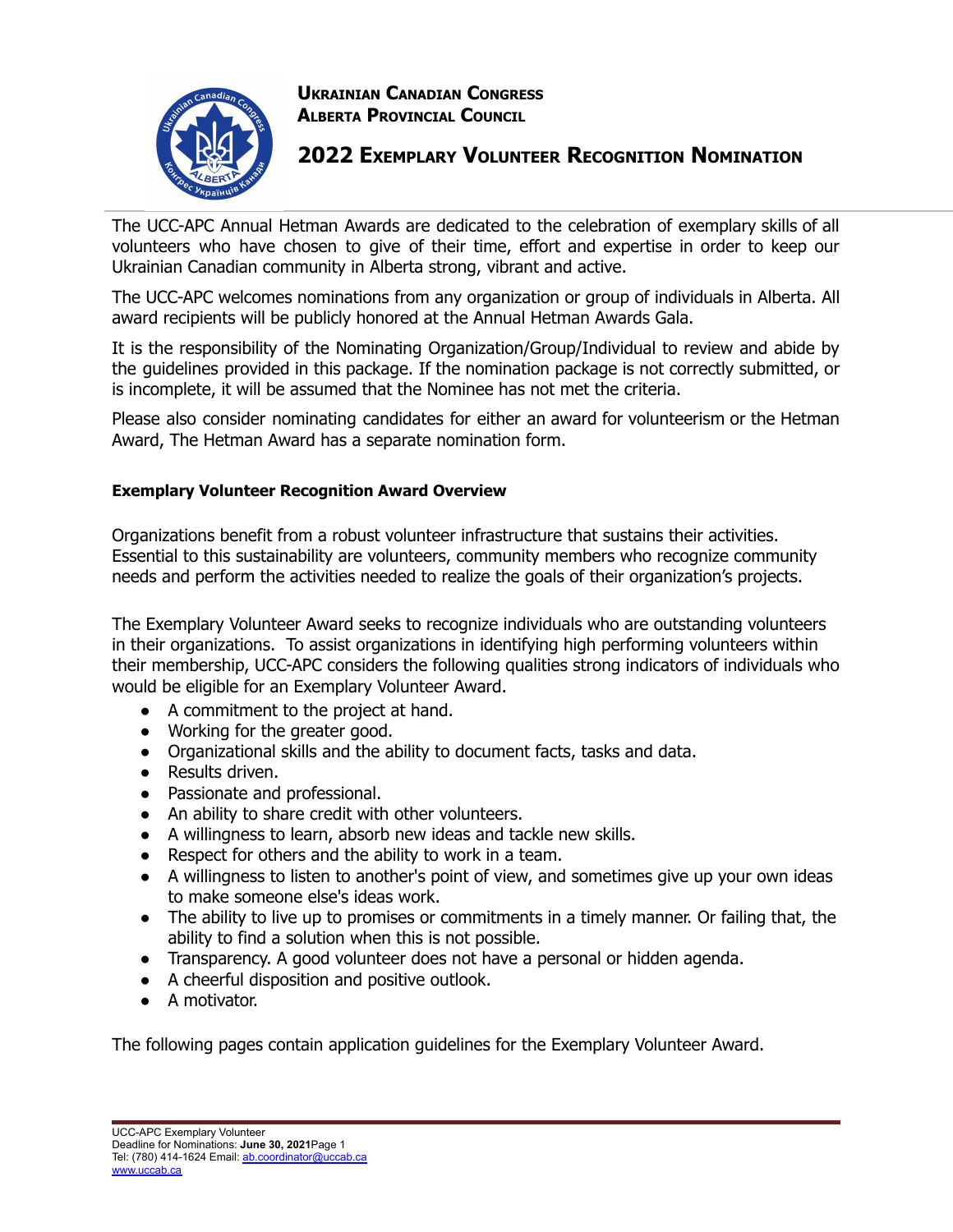**Ukrainian Canadian Congress**
**Alberta Provincial Council**

# 2022 Exemplary Volunteer Recognition Nomination

The UCC-APC Annual Hetman Awards are dedicated to the celebration of exemplary skills of all volunteers who have chosen to give of their time, effort and expertise in order to keep our Ukrainian Canadian community in Alberta strong, vibrant and active.

The UCC-APC welcomes nominations from any organization or group of individuals in Alberta. All award recipients will be publicly honored at the Annual Hetman Awards Gala.

It is the responsibility of the Nominating Organization/Group/Individual to review and abide by the guidelines provided in this package. If the nomination package is not correctly submitted, or is incomplete, it will be assumed that the Nominee has not met the criteria.

Please also consider nominating candidates for either an award for volunteerism or the Hetman Award, The Hetman Award has a separate nomination form.

**Exemplary Volunteer Recognition Award Overview**

Organizations benefit from a robust volunteer infrastructure that sustains their activities. Essential to this sustainability are volunteers, community members who recognize community needs and perform the activities needed to realize the goals of their organization's projects.

The Exemplary Volunteer Award seeks to recognize individuals who are outstanding volunteers in their organizations. To assist organizations in identifying high performing volunteers within their membership, UCC-APC considers the following qualities strong indicators of individuals who would be eligible for an Exemplary Volunteer Award.

- A commitment to the project at hand.
- Working for the greater good.
- Organizational skills and the ability to document facts, tasks and data.
- Results driven.
- Passionate and professional.
- An ability to share credit with other volunteers.
- A willingness to learn, absorb new ideas and tackle new skills.
- Respect for others and the ability to work in a team.
- A willingness to listen to another's point of view, and sometimes give up your own ideas to make someone else's ideas work.
- The ability to live up to promises or commitments in a timely manner. Or failing that, the ability to find a solution when this is not possible.
- Transparency. A good volunteer does not have a personal or hidden agenda.
- A cheerful disposition and positive outlook.
- A motivator.

The following pages contain application guidelines for the Exemplary Volunteer Award.

UCC-APC Exemplary Volunteer
Deadline for Nominations: **June 30, 2021**
Tel: (780) 414-1624 Email: ab.coordinator@uccab.ca
www.uccab.ca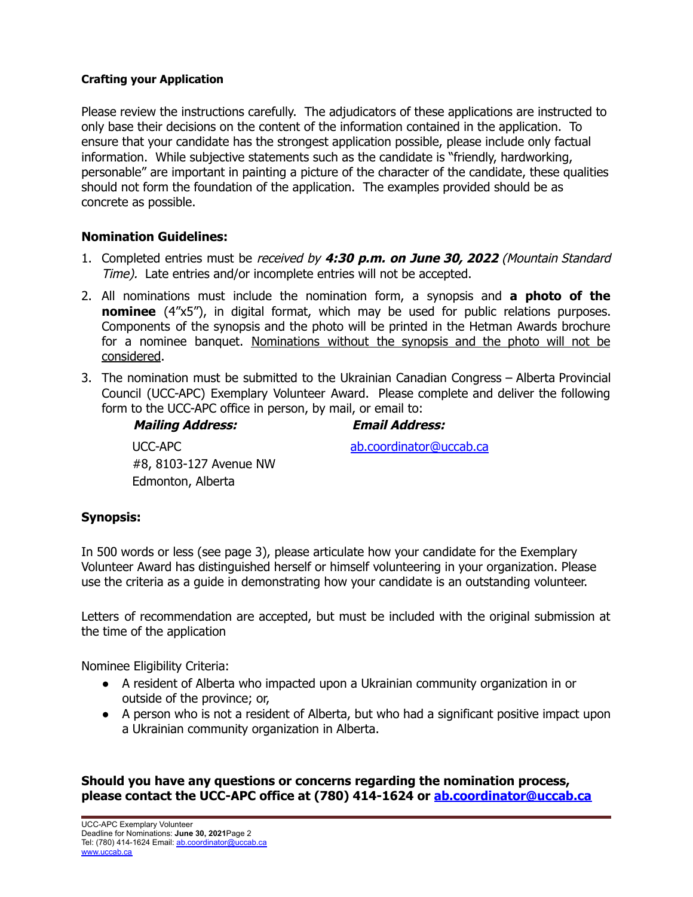**Crafting your Application**

Please review the instructions carefully. The adjudicators of these applications are instructed to only base their decisions on the content of the information contained in the application. To ensure that your candidate has the strongest application possible, please include only factual information. While subjective statements such as the candidate is "friendly, hardworking, personable" are important in painting a picture of the character of the candidate, these qualities should not form the foundation of the application. The examples provided should be as concrete as possible.

## Nomination Guidelines:

1. Completed entries must be *received by* ***4:30 p.m. on June 30, 2022*** *(Mountain Standard Time).* Late entries and/or incomplete entries will not be accepted.
2. All nominations must include the nomination form, a synopsis and **a photo of the nominee** (4"x5"), in digital format, which may be used for public relations purposes. Components of the synopsis and the photo will be printed in the Hetman Awards brochure for a nominee banquet. Nominations without the synopsis and the photo will not be considered.
3. The nomination must be submitted to the Ukrainian Canadian Congress – Alberta Provincial Council (UCC-APC) Exemplary Volunteer Award. Please complete and deliver the following form to the UCC-APC office in person, by mail, or email to:

   ***Mailing Address:***

   UCC-APC
   #8, 8103-127 Avenue NW
   Edmonton, Alberta

   ***Email Address:***

   ab.coordinator@uccab.ca

## Synopsis:

In 500 words or less (see page 3), please articulate how your candidate for the Exemplary Volunteer Award has distinguished herself or himself volunteering in your organization. Please use the criteria as a guide in demonstrating how your candidate is an outstanding volunteer.

Letters of recommendation are accepted, but must be included with the original submission at the time of the application

Nominee Eligibility Criteria:

- A resident of Alberta who impacted upon a Ukrainian community organization in or outside of the province; or,
- A person who is not a resident of Alberta, but who had a significant positive impact upon a Ukrainian community organization in Alberta.

**Should you have any questions or concerns regarding the nomination process, please contact the UCC-APC office at (780) 414-1624 or ab.coordinator@uccab.ca**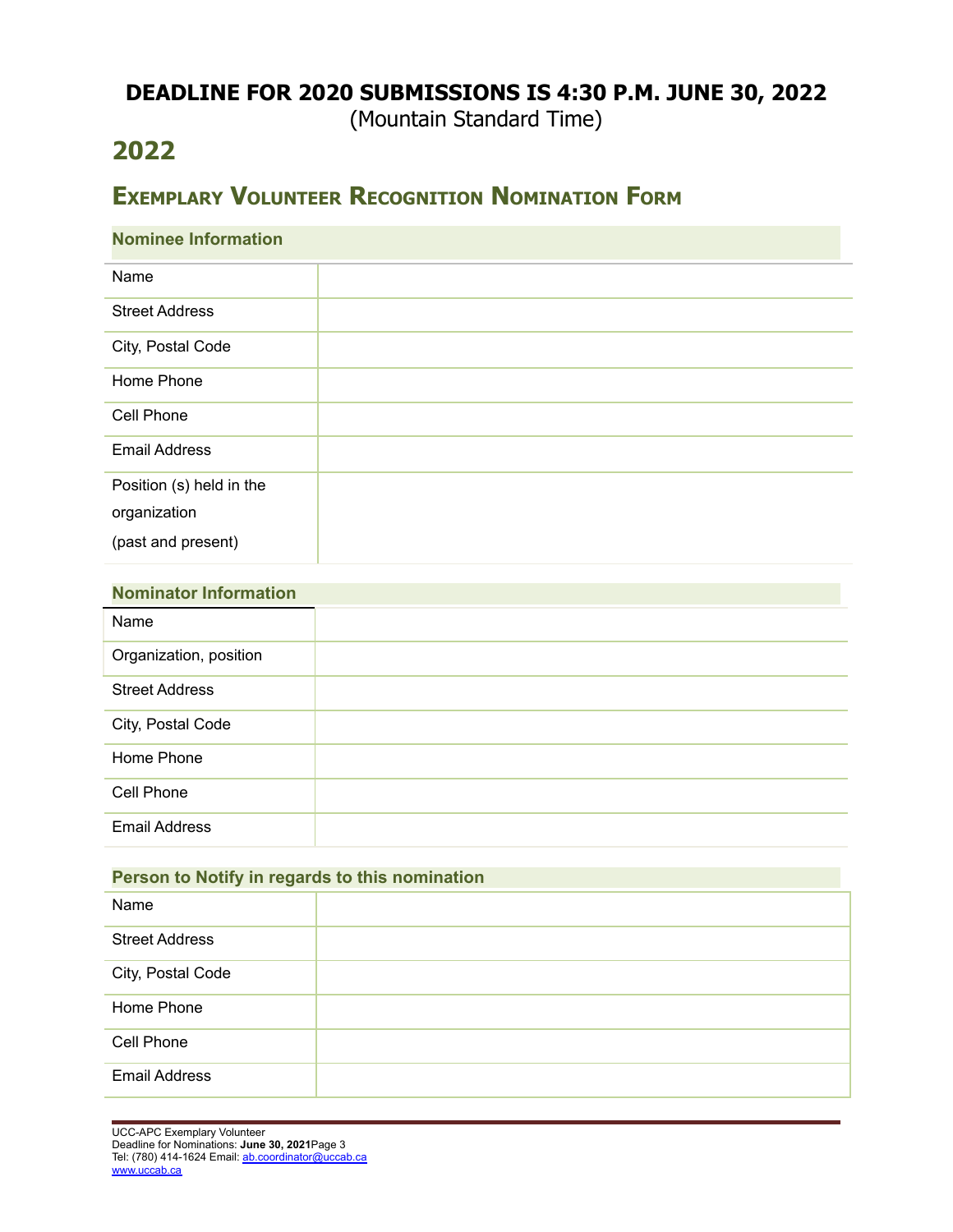**DEADLINE FOR 2020 SUBMISSIONS IS 4:30 P.M. JUNE 30, 2022**
(Mountain Standard Time)

## 2022

## Exemplary Volunteer Recognition Nomination Form

### Nominee Information

| | |
|---|---|
| Name | |
| Street Address | |
| City, Postal Code | |
| Home Phone | |
| Cell Phone | |
| Email Address | |
| Position (s) held in the organization (past and present) | |

### Nominator Information

| | |
|---|---|
| Name | |
| Organization, position | |
| Street Address | |
| City, Postal Code | |
| Home Phone | |
| Cell Phone | |
| Email Address | |

### Person to Notify in regards to this nomination

| | |
|---|---|
| Name | |
| Street Address | |
| City, Postal Code | |
| Home Phone | |
| Cell Phone | |
| Email Address | |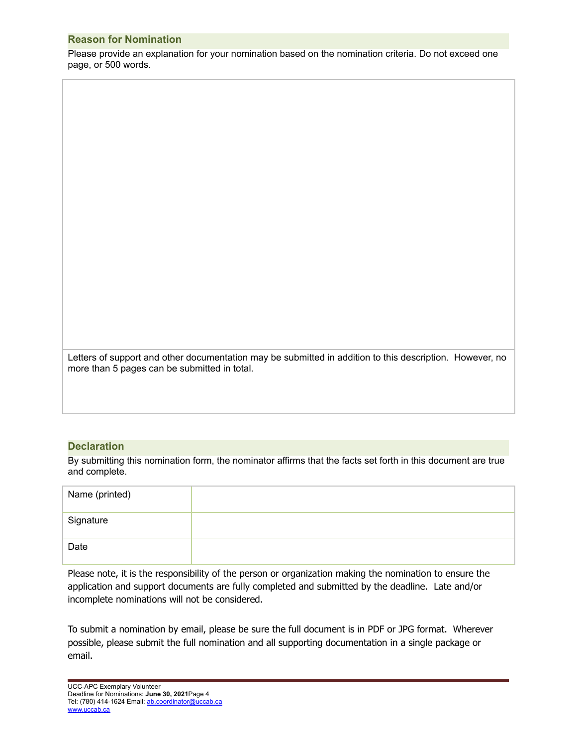## Reason for Nomination

Please provide an explanation for your nomination based on the nomination criteria. Do not exceed one page, or 500 words.

| |
|---|
| |
| Letters of support and other documentation may be submitted in addition to this description. However, no more than 5 pages can be submitted in total. |

## Declaration

By submitting this nomination form, the nominator affirms that the facts set forth in this document are true and complete.

| | |
|---|---|
| Name (printed) | |
| Signature | |
| Date | |

Please note, it is the responsibility of the person or organization making the nomination to ensure the application and support documents are fully completed and submitted by the deadline. Late and/or incomplete nominations will not be considered.

To submit a nomination by email, please be sure the full document is in PDF or JPG format. Wherever possible, please submit the full nomination and all supporting documentation in a single package or email.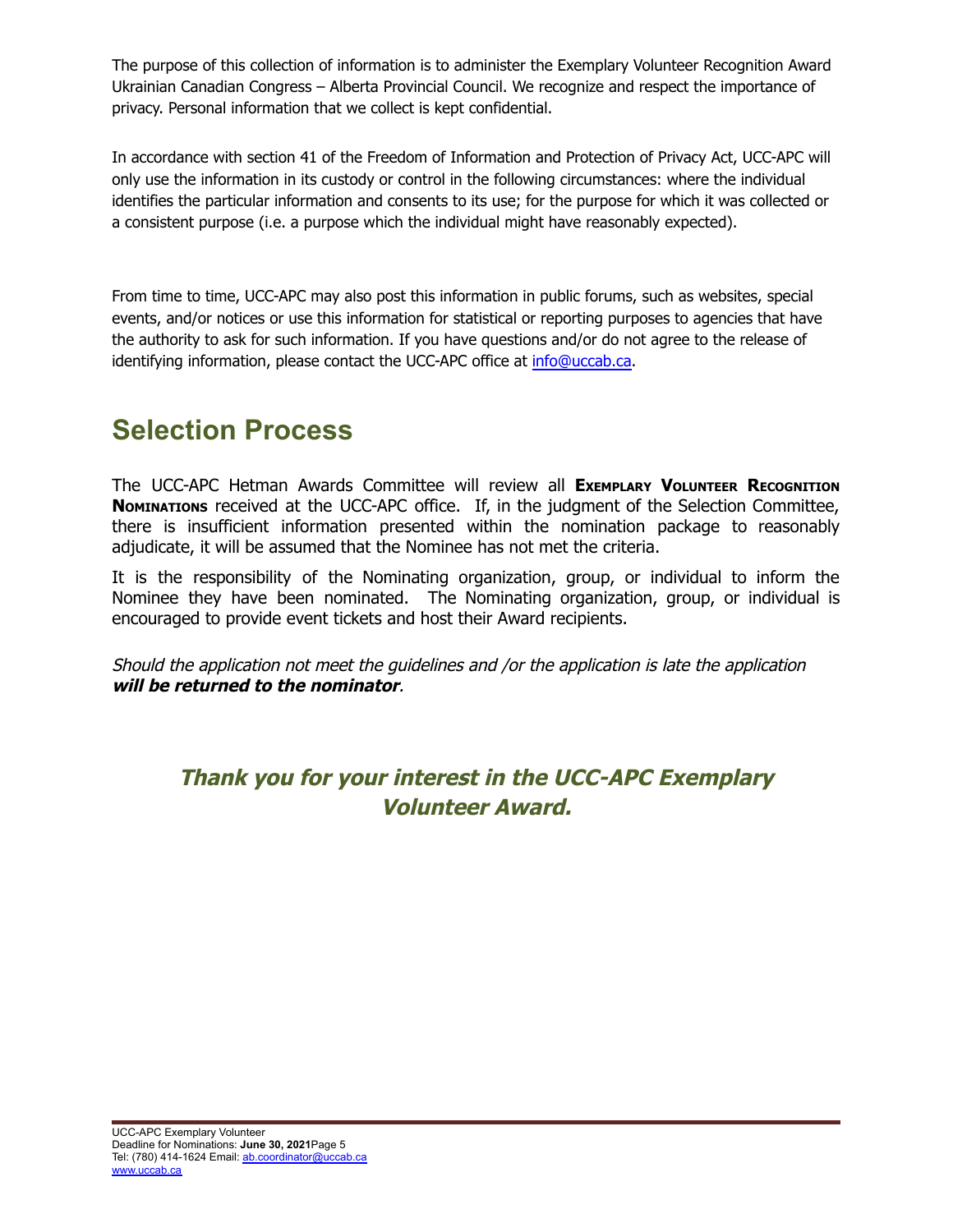The purpose of this collection of information is to administer the Exemplary Volunteer Recognition Award Ukrainian Canadian Congress – Alberta Provincial Council. We recognize and respect the importance of privacy. Personal information that we collect is kept confidential.

In accordance with section 41 of the Freedom of Information and Protection of Privacy Act, UCC-APC will only use the information in its custody or control in the following circumstances: where the individual identifies the particular information and consents to its use; for the purpose for which it was collected or a consistent purpose (i.e. a purpose which the individual might have reasonably expected).

From time to time, UCC-APC may also post this information in public forums, such as websites, special events, and/or notices or use this information for statistical or reporting purposes to agencies that have the authority to ask for such information. If you have questions and/or do not agree to the release of identifying information, please contact the UCC-APC office at info@uccab.ca.

## Selection Process

The UCC-APC Hetman Awards Committee will review all **Exemplary Volunteer Recognition Nominations** received at the UCC-APC office. If, in the judgment of the Selection Committee, there is insufficient information presented within the nomination package to reasonably adjudicate, it will be assumed that the Nominee has not met the criteria.

It is the responsibility of the Nominating organization, group, or individual to inform the Nominee they have been nominated. The Nominating organization, group, or individual is encouraged to provide event tickets and host their Award recipients.

*Should the application not meet the guidelines and /or the application is late the application **will be returned to the nominator**.*

***Thank you for your interest in the UCC-APC Exemplary Volunteer Award.***